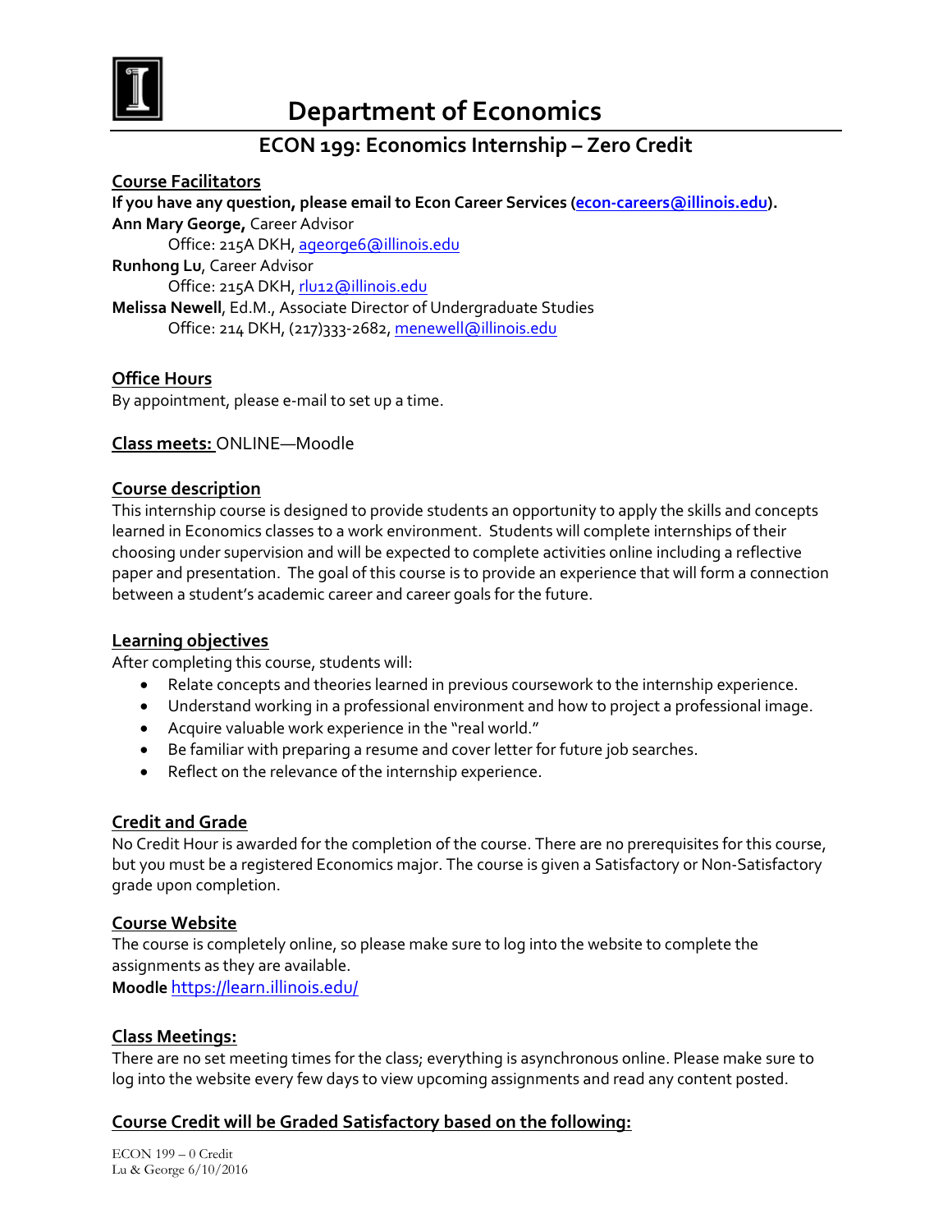# Department of Economics

## ECON 199: Economics Internship – Zero Credit

### Course Facilitators

**If you have any question, please email to Econ Career Services (econ-careers@illinois.edu).**

**Ann Mary George,** Career Advisor
  Office: 215A DKH, ageorge6@illinois.edu

**Runhong Lu**, Career Advisor
  Office: 215A DKH, rlu12@illinois.edu

**Melissa Newell**, Ed.M., Associate Director of Undergraduate Studies
  Office: 214 DKH, (217)333-2682, menewell@illinois.edu

### Office Hours

By appointment, please e-mail to set up a time.

### Class meets: ONLINE—Moodle

### Course description

This internship course is designed to provide students an opportunity to apply the skills and concepts learned in Economics classes to a work environment. Students will complete internships of their choosing under supervision and will be expected to complete activities online including a reflective paper and presentation. The goal of this course is to provide an experience that will form a connection between a student's academic career and career goals for the future.

### Learning objectives

After completing this course, students will:

- Relate concepts and theories learned in previous coursework to the internship experience.
- Understand working in a professional environment and how to project a professional image.
- Acquire valuable work experience in the "real world."
- Be familiar with preparing a resume and cover letter for future job searches.
- Reflect on the relevance of the internship experience.

### Credit and Grade

No Credit Hour is awarded for the completion of the course. There are no prerequisites for this course, but you must be a registered Economics major. The course is given a Satisfactory or Non-Satisfactory grade upon completion.

### Course Website

The course is completely online, so please make sure to log into the website to complete the assignments as they are available.

**Moodle** https://learn.illinois.edu/

### Class Meetings:

There are no set meeting times for the class; everything is asynchronous online. Please make sure to log into the website every few days to view upcoming assignments and read any content posted.

### Course Credit will be Graded Satisfactory based on the following: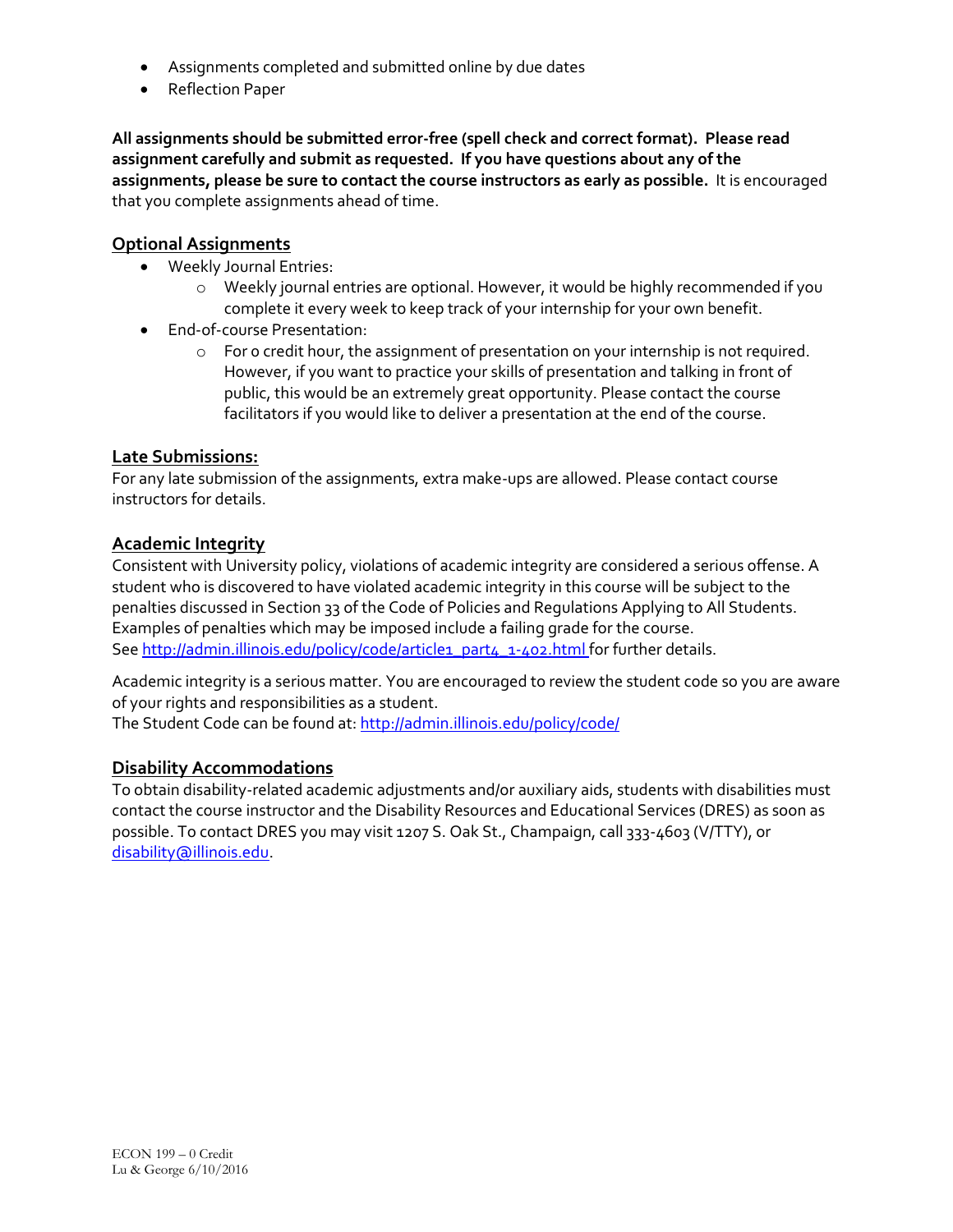- Assignments completed and submitted online by due dates
- Reflection Paper

**All assignments should be submitted error-free (spell check and correct format). Please read assignment carefully and submit as requested. If you have questions about any of the assignments, please be sure to contact the course instructors as early as possible.** It is encouraged that you complete assignments ahead of time.

## Optional Assignments

- Weekly Journal Entries:
  - Weekly journal entries are optional. However, it would be highly recommended if you complete it every week to keep track of your internship for your own benefit.
- End-of-course Presentation:
  - For 0 credit hour, the assignment of presentation on your internship is not required. However, if you want to practice your skills of presentation and talking in front of public, this would be an extremely great opportunity. Please contact the course facilitators if you would like to deliver a presentation at the end of the course.

## Late Submissions:

For any late submission of the assignments, extra make-ups are allowed. Please contact course instructors for details.

## Academic Integrity

Consistent with University policy, violations of academic integrity are considered a serious offense. A student who is discovered to have violated academic integrity in this course will be subject to the penalties discussed in Section 33 of the Code of Policies and Regulations Applying to All Students. Examples of penalties which may be imposed include a failing grade for the course. See http://admin.illinois.edu/policy/code/article1_part4_1-402.html for further details.

Academic integrity is a serious matter. You are encouraged to review the student code so you are aware of your rights and responsibilities as a student.
The Student Code can be found at: http://admin.illinois.edu/policy/code/

## Disability Accommodations

To obtain disability-related academic adjustments and/or auxiliary aids, students with disabilities must contact the course instructor and the Disability Resources and Educational Services (DRES) as soon as possible. To contact DRES you may visit 1207 S. Oak St., Champaign, call 333-4603 (V/TTY), or disability@illinois.edu.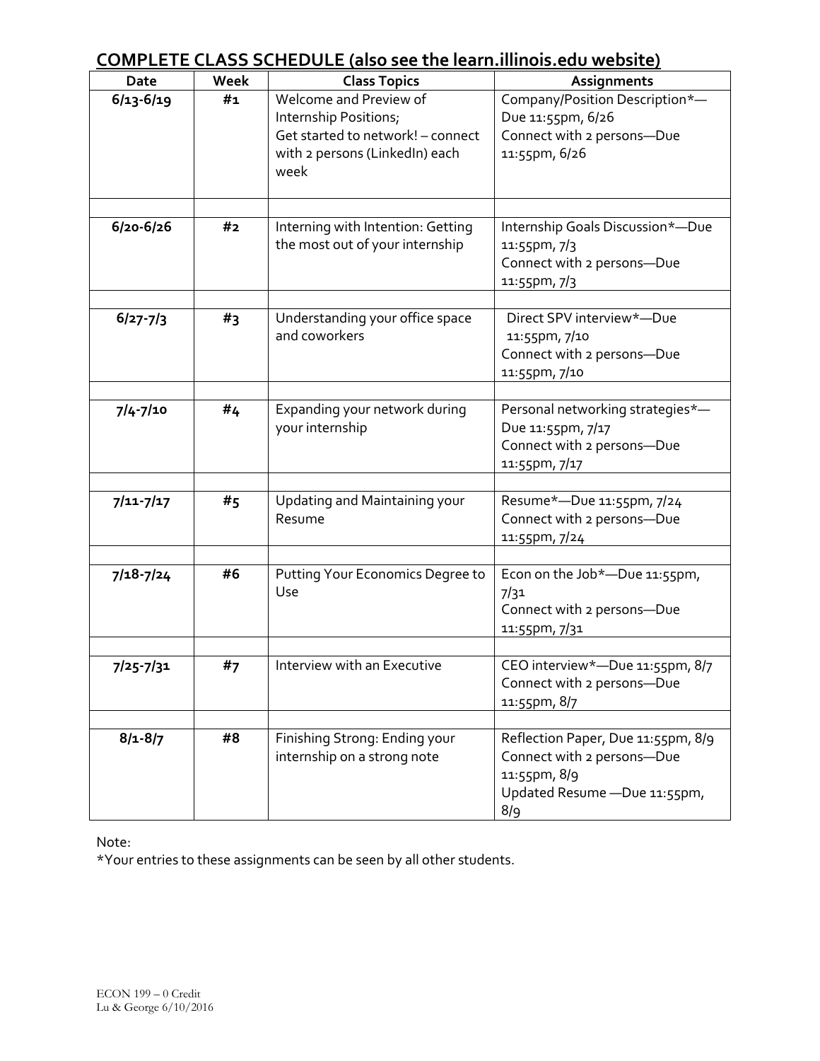## COMPLETE CLASS SCHEDULE (also see the learn.illinois.edu website)

| Date | Week | Class Topics | Assignments |
|---|---|---|---|
| 6/13-6/19 | #1 | Welcome and Preview of Internship Positions; Get started to network! – connect with 2 persons (LinkedIn) each week | Company/Position Description*—Due 11:55pm, 6/26<br>Connect with 2 persons—Due 11:55pm, 6/26 |
| 6/20-6/26 | #2 | Interning with Intention: Getting the most out of your internship | Internship Goals Discussion*—Due 11:55pm, 7/3<br>Connect with 2 persons—Due 11:55pm, 7/3 |
| 6/27-7/3 | #3 | Understanding your office space and coworkers | Direct SPV interview*—Due 11:55pm, 7/10<br>Connect with 2 persons—Due 11:55pm, 7/10 |
| 7/4-7/10 | #4 | Expanding your network during your internship | Personal networking strategies*—Due 11:55pm, 7/17<br>Connect with 2 persons—Due 11:55pm, 7/17 |
| 7/11-7/17 | #5 | Updating and Maintaining your Resume | Resume*—Due 11:55pm, 7/24<br>Connect with 2 persons—Due 11:55pm, 7/24 |
| 7/18-7/24 | #6 | Putting Your Economics Degree to Use | Econ on the Job*—Due 11:55pm, 7/31<br>Connect with 2 persons—Due 11:55pm, 7/31 |
| 7/25-7/31 | #7 | Interview with an Executive | CEO interview*—Due 11:55pm, 8/7<br>Connect with 2 persons—Due 11:55pm, 8/7 |
| 8/1-8/7 | #8 | Finishing Strong: Ending your internship on a strong note | Reflection Paper, Due 11:55pm, 8/9<br>Connect with 2 persons—Due 11:55pm, 8/9<br>Updated Resume —Due 11:55pm, 8/9 |

Note:
*Your entries to these assignments can be seen by all other students.

ECON 199 – 0 Credit
Lu & George 6/10/2016